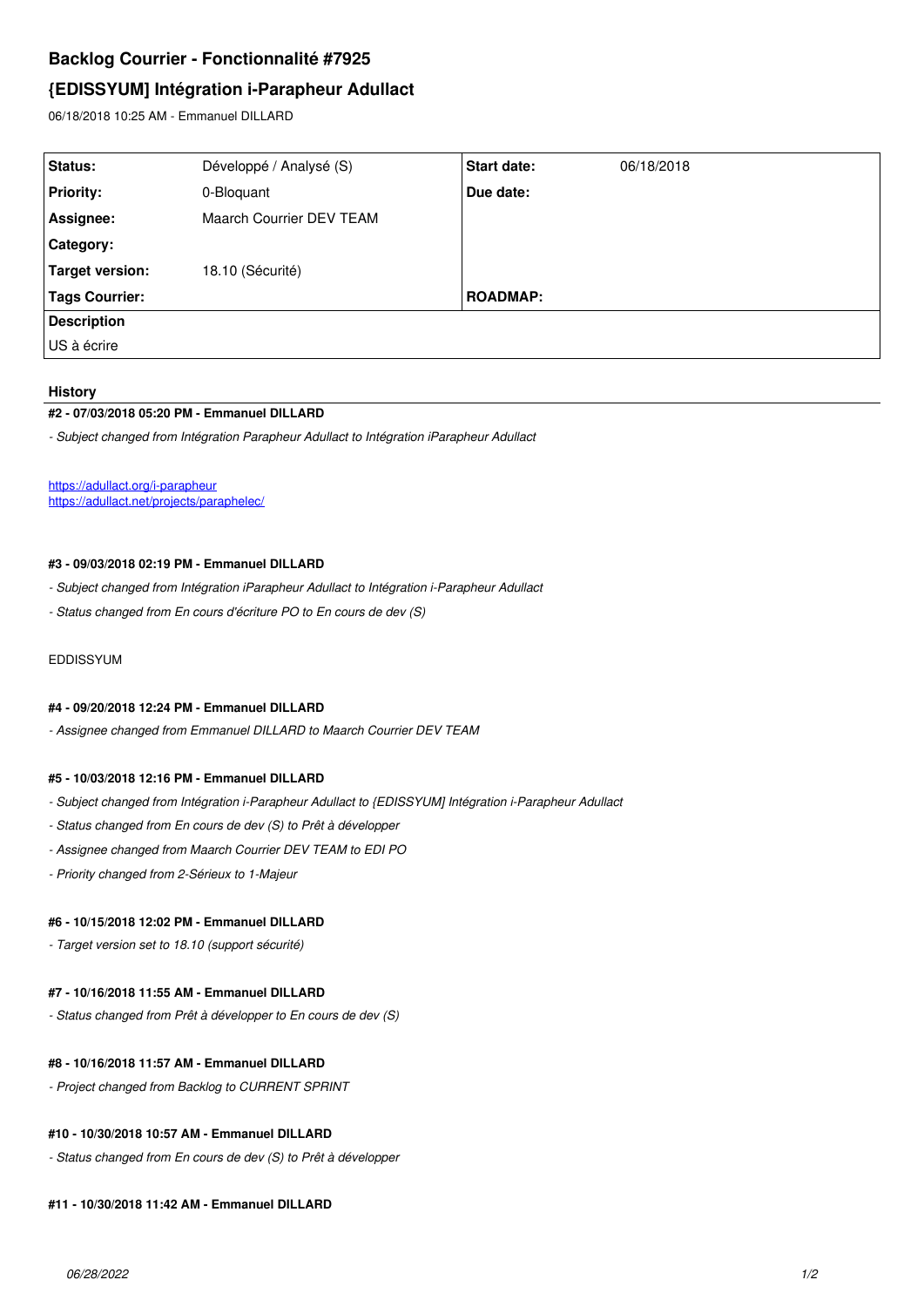# Backlog Courrier - Fonctionnalité #7925

## {EDISSYUM] Intégration i-Parapheur Adullact

06/18/2018 10:25 AM - Emmanuel DILLARD

| Status: | Développé / Analysé (S) | Start date: | 06/18/2018 |
|---|---|---|---|
| Priority: | 0-Bloquant | Due date: | |
| Assignee: | Maarch Courrier DEV TEAM | | |
| Category: | | | |
| Target version: | 18.10 (Sécurité) | | |
| Tags Courrier: | | ROADMAP: | |

**Description**

US à écrire

### History

#### #2 - 07/03/2018 05:20 PM - Emmanuel DILLARD

*- Subject changed from Intégration Parapheur Adullact to Intégration iParapheur Adullact*

https://adullact.org/i-parapheur
https://adullact.net/projects/paraphelec/

#### #3 - 09/03/2018 02:19 PM - Emmanuel DILLARD

*- Subject changed from Intégration iParapheur Adullact to Intégration i-Parapheur Adullact*

*- Status changed from En cours d'écriture PO to En cours de dev (S)*

EDDISSYUM

#### #4 - 09/20/2018 12:24 PM - Emmanuel DILLARD

*- Assignee changed from Emmanuel DILLARD to Maarch Courrier DEV TEAM*

#### #5 - 10/03/2018 12:16 PM - Emmanuel DILLARD

*- Subject changed from Intégration i-Parapheur Adullact to {EDISSYUM] Intégration i-Parapheur Adullact*

*- Status changed from En cours de dev (S) to Prêt à développer*

*- Assignee changed from Maarch Courrier DEV TEAM to EDI PO*

*- Priority changed from 2-Sérieux to 1-Majeur*

#### #6 - 10/15/2018 12:02 PM - Emmanuel DILLARD

*- Target version set to 18.10 (support sécurité)*

#### #7 - 10/16/2018 11:55 AM - Emmanuel DILLARD

*- Status changed from Prêt à développer to En cours de dev (S)*

#### #8 - 10/16/2018 11:57 AM - Emmanuel DILLARD

*- Project changed from Backlog to CURRENT SPRINT*

#### #10 - 10/30/2018 10:57 AM - Emmanuel DILLARD

*- Status changed from En cours de dev (S) to Prêt à développer*

#### #11 - 10/30/2018 11:42 AM - Emmanuel DILLARD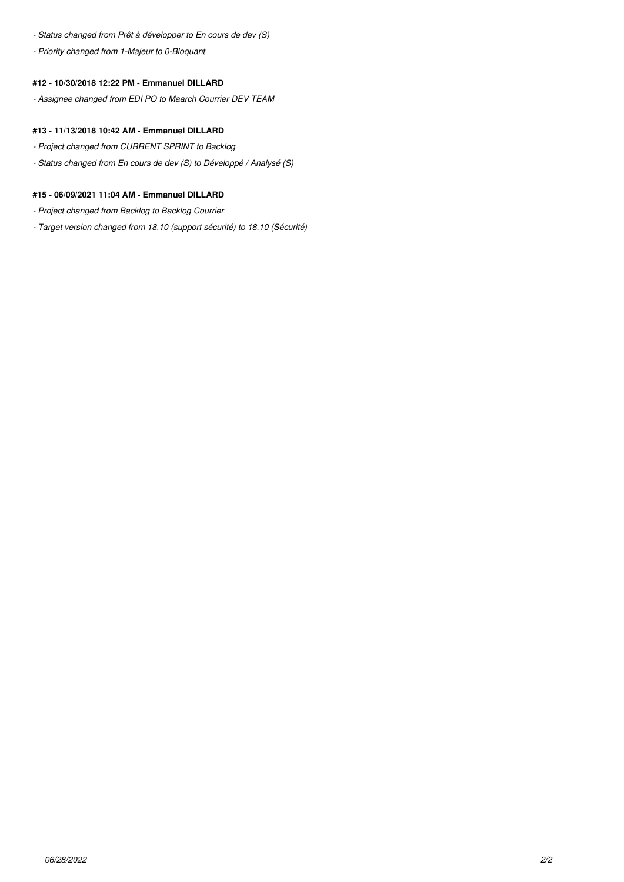*- Status changed from Prêt à développer to En cours de dev (S)*

*- Priority changed from 1-Majeur to 0-Bloquant*

#### #12 - 10/30/2018 12:22 PM - Emmanuel DILLARD

*- Assignee changed from EDI PO to Maarch Courrier DEV TEAM*

#### #13 - 11/13/2018 10:42 AM - Emmanuel DILLARD

*- Project changed from CURRENT SPRINT to Backlog*

*- Status changed from En cours de dev (S) to Développé / Analysé (S)*

#### #15 - 06/09/2021 11:04 AM - Emmanuel DILLARD

*- Project changed from Backlog to Backlog Courrier*

*- Target version changed from 18.10 (support sécurité) to 18.10 (Sécurité)*